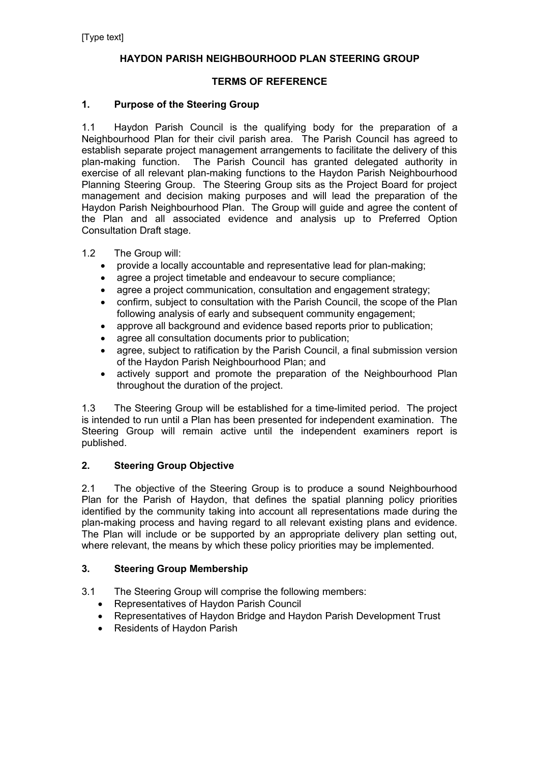[Type text]

# HAYDON PARISH NEIGHBOURHOOD PLAN STEERING GROUP

## TERMS OF REFERENCE

### 1. Purpose of the Steering Group

1.1 Haydon Parish Council is the qualifying body for the preparation of a Neighbourhood Plan for their civil parish area. The Parish Council has agreed to establish separate project management arrangements to facilitate the delivery of this plan-making function. The Parish Council has granted delegated authority in exercise of all relevant plan-making functions to the Haydon Parish Neighbourhood Planning Steering Group. The Steering Group sits as the Project Board for project management and decision making purposes and will lead the preparation of the Haydon Parish Neighbourhood Plan. The Group will guide and agree the content of the Plan and all associated evidence and analysis up to Preferred Option Consultation Draft stage.

1.2 The Group will:

- provide a locally accountable and representative lead for plan-making;
- agree a project timetable and endeavour to secure compliance;
- agree a project communication, consultation and engagement strategy;
- confirm, subject to consultation with the Parish Council, the scope of the Plan following analysis of early and subsequent community engagement;
- approve all background and evidence based reports prior to publication;
- agree all consultation documents prior to publication;
- agree, subject to ratification by the Parish Council, a final submission version of the Haydon Parish Neighbourhood Plan; and
- actively support and promote the preparation of the Neighbourhood Plan throughout the duration of the project.

1.3 The Steering Group will be established for a time-limited period. The project is intended to run until a Plan has been presented for independent examination. The Steering Group will remain active until the independent examiners report is published.

### 2. Steering Group Objective

2.1 The objective of the Steering Group is to produce a sound Neighbourhood Plan for the Parish of Haydon, that defines the spatial planning policy priorities identified by the community taking into account all representations made during the plan-making process and having regard to all relevant existing plans and evidence. The Plan will include or be supported by an appropriate delivery plan setting out, where relevant, the means by which these policy priorities may be implemented.

### 3. Steering Group Membership

3.1 The Steering Group will comprise the following members:

- Representatives of Haydon Parish Council
- Representatives of Haydon Bridge and Haydon Parish Development Trust
- Residents of Haydon Parish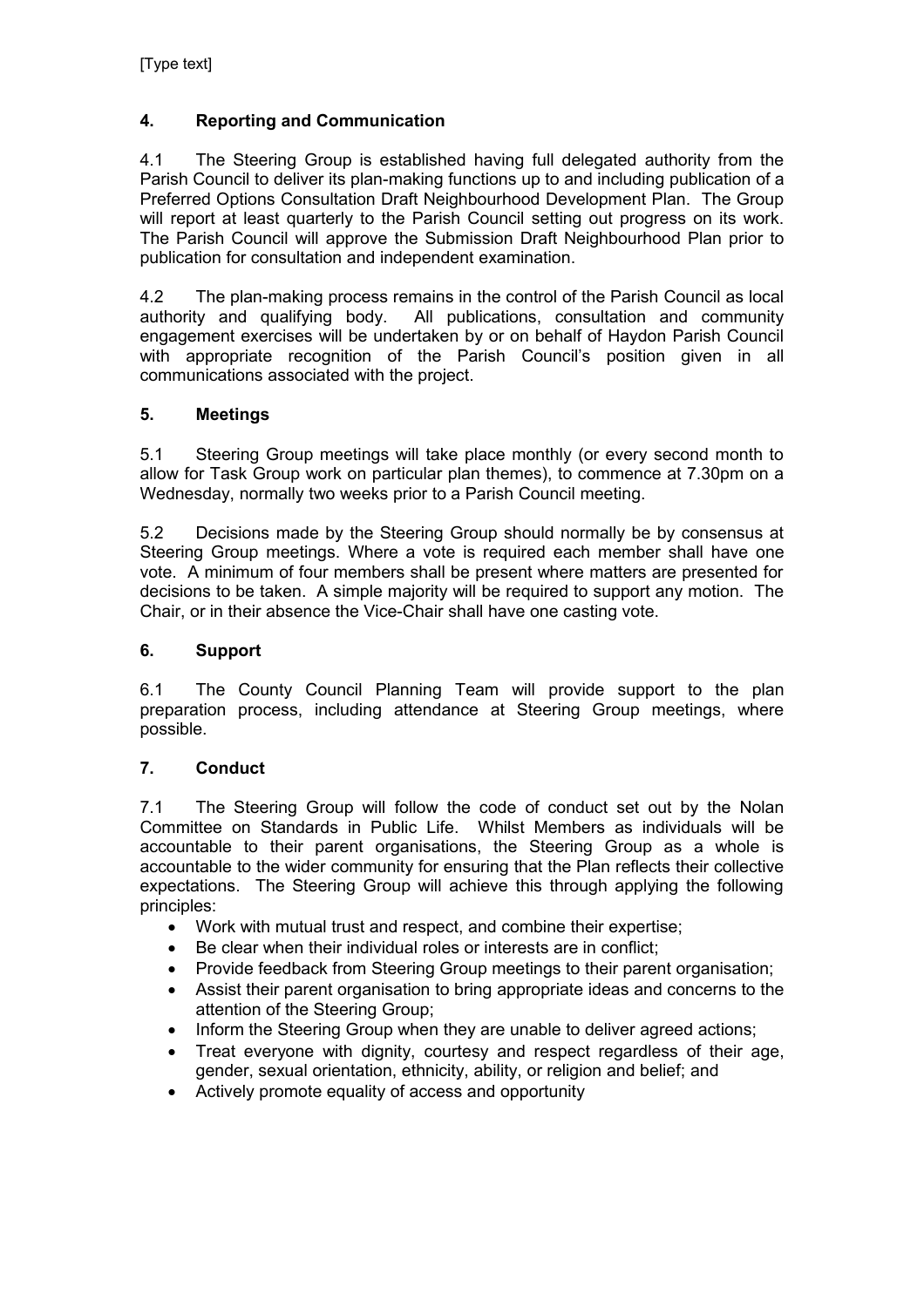## 4. Reporting and Communication

4.1 The Steering Group is established having full delegated authority from the Parish Council to deliver its plan-making functions up to and including publication of a Preferred Options Consultation Draft Neighbourhood Development Plan. The Group will report at least quarterly to the Parish Council setting out progress on its work. The Parish Council will approve the Submission Draft Neighbourhood Plan prior to publication for consultation and independent examination.

4.2 The plan-making process remains in the control of the Parish Council as local authority and qualifying body. All publications, consultation and community engagement exercises will be undertaken by or on behalf of Haydon Parish Council with appropriate recognition of the Parish Council's position given in all communications associated with the project.

## 5. Meetings

5.1 Steering Group meetings will take place monthly (or every second month to allow for Task Group work on particular plan themes), to commence at 7.30pm on a Wednesday, normally two weeks prior to a Parish Council meeting.

5.2 Decisions made by the Steering Group should normally be by consensus at Steering Group meetings. Where a vote is required each member shall have one vote. A minimum of four members shall be present where matters are presented for decisions to be taken. A simple majority will be required to support any motion. The Chair, or in their absence the Vice-Chair shall have one casting vote.

## 6. Support

6.1 The County Council Planning Team will provide support to the plan preparation process, including attendance at Steering Group meetings, where possible.

## 7. Conduct

7.1 The Steering Group will follow the code of conduct set out by the Nolan Committee on Standards in Public Life. Whilst Members as individuals will be accountable to their parent organisations, the Steering Group as a whole is accountable to the wider community for ensuring that the Plan reflects their collective expectations. The Steering Group will achieve this through applying the following principles:

- Work with mutual trust and respect, and combine their expertise;
- Be clear when their individual roles or interests are in conflict;
- Provide feedback from Steering Group meetings to their parent organisation;
- Assist their parent organisation to bring appropriate ideas and concerns to the attention of the Steering Group;
- Inform the Steering Group when they are unable to deliver agreed actions;
- Treat everyone with dignity, courtesy and respect regardless of their age, gender, sexual orientation, ethnicity, ability, or religion and belief; and
- Actively promote equality of access and opportunity